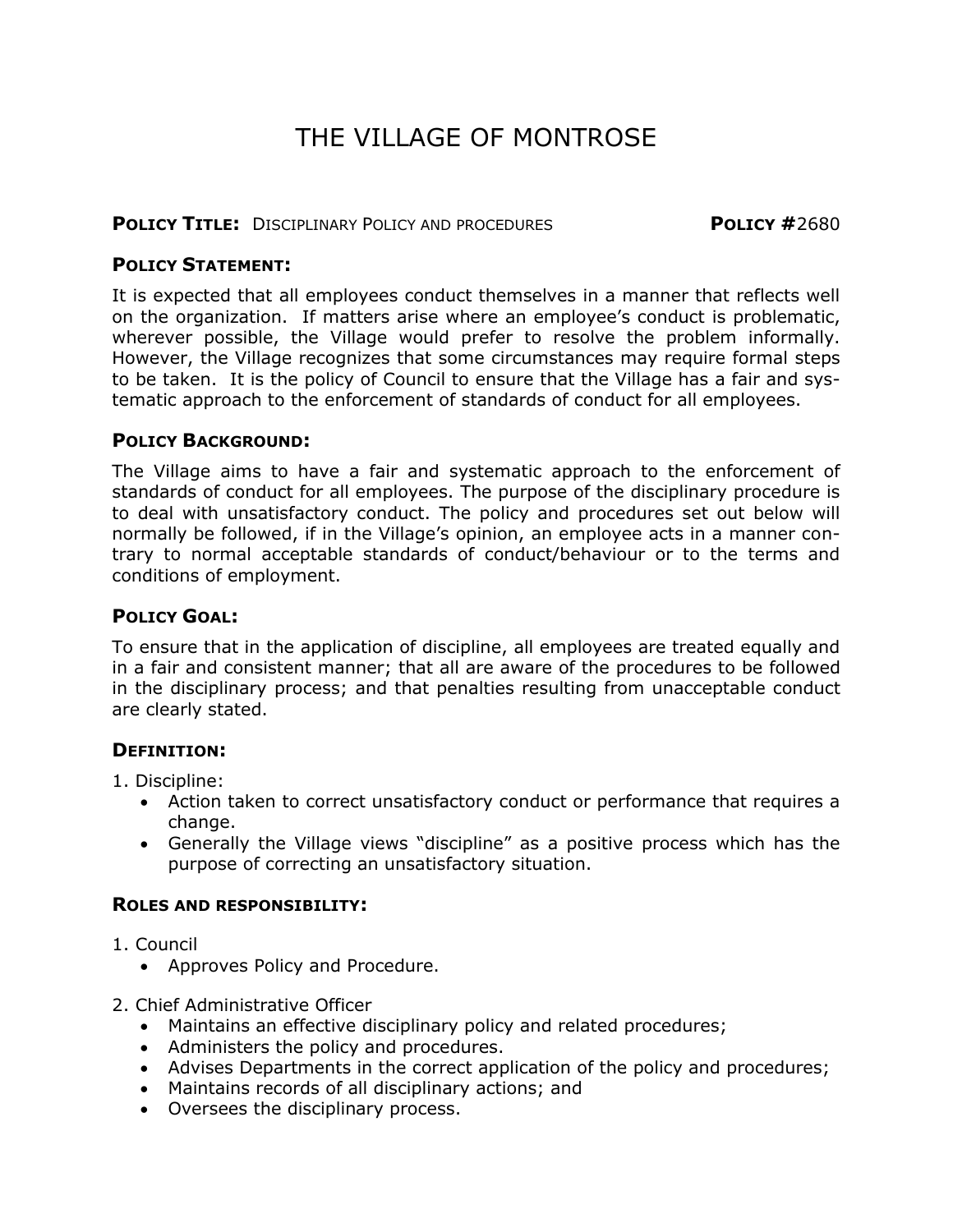# THE VILLAGE OF MONTROSE

**POLICY TITLE:** DISCIPLINARY POLICY AND PROCEDURES **POLICY #**2680

## POLICY STATEMENT:

It is expected that all employees conduct themselves in a manner that reflects well on the organization. If matters arise where an employee's conduct is problematic, wherever possible, the Village would prefer to resolve the problem informally. However, the Village recognizes that some circumstances may require formal steps to be taken. It is the policy of Council to ensure that the Village has a fair and systematic approach to the enforcement of standards of conduct for all employees.

## POLICY BACKGROUND:

The Village aims to have a fair and systematic approach to the enforcement of standards of conduct for all employees. The purpose of the disciplinary procedure is to deal with unsatisfactory conduct. The policy and procedures set out below will normally be followed, if in the Village's opinion, an employee acts in a manner contrary to normal acceptable standards of conduct/behaviour or to the terms and conditions of employment.

## POLICY GOAL:

To ensure that in the application of discipline, all employees are treated equally and in a fair and consistent manner; that all are aware of the procedures to be followed in the disciplinary process; and that penalties resulting from unacceptable conduct are clearly stated.

## DEFINITION:

1. Discipline:
   - Action taken to correct unsatisfactory conduct or performance that requires a change.
   - Generally the Village views "discipline" as a positive process which has the purpose of correcting an unsatisfactory situation.

## ROLES AND RESPONSIBILITY:

1. Council
   - Approves Policy and Procedure.

2. Chief Administrative Officer
   - Maintains an effective disciplinary policy and related procedures;
   - Administers the policy and procedures.
   - Advises Departments in the correct application of the policy and procedures;
   - Maintains records of all disciplinary actions; and
   - Oversees the disciplinary process.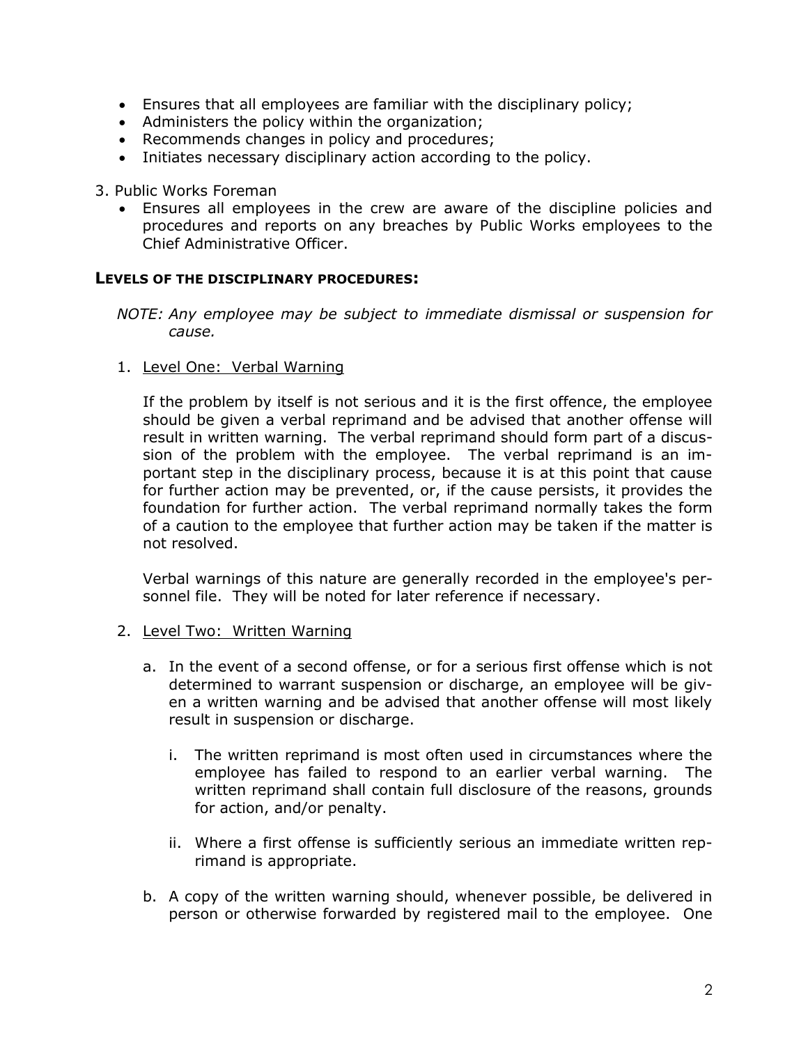- Ensures that all employees are familiar with the disciplinary policy;
- Administers the policy within the organization;
- Recommends changes in policy and procedures;
- Initiates necessary disciplinary action according to the policy.

3. Public Works Foreman
   - Ensures all employees in the crew are aware of the discipline policies and procedures and reports on any breaches by Public Works employees to the Chief Administrative Officer.

**LEVELS OF THE DISCIPLINARY PROCEDURES:**

*NOTE: Any employee may be subject to immediate dismissal or suspension for cause.*

1. Level One: Verbal Warning

   If the problem by itself is not serious and it is the first offence, the employee should be given a verbal reprimand and be advised that another offense will result in written warning. The verbal reprimand should form part of a discussion of the problem with the employee. The verbal reprimand is an important step in the disciplinary process, because it is at this point that cause for further action may be prevented, or, if the cause persists, it provides the foundation for further action. The verbal reprimand normally takes the form of a caution to the employee that further action may be taken if the matter is not resolved.

   Verbal warnings of this nature are generally recorded in the employee's personnel file. They will be noted for later reference if necessary.

2. Level Two: Written Warning

   a. In the event of a second offense, or for a serious first offense which is not determined to warrant suspension or discharge, an employee will be given a written warning and be advised that another offense will most likely result in suspension or discharge.

      i. The written reprimand is most often used in circumstances where the employee has failed to respond to an earlier verbal warning. The written reprimand shall contain full disclosure of the reasons, grounds for action, and/or penalty.

      ii. Where a first offense is sufficiently serious an immediate written reprimand is appropriate.

   b. A copy of the written warning should, whenever possible, be delivered in person or otherwise forwarded by registered mail to the employee. One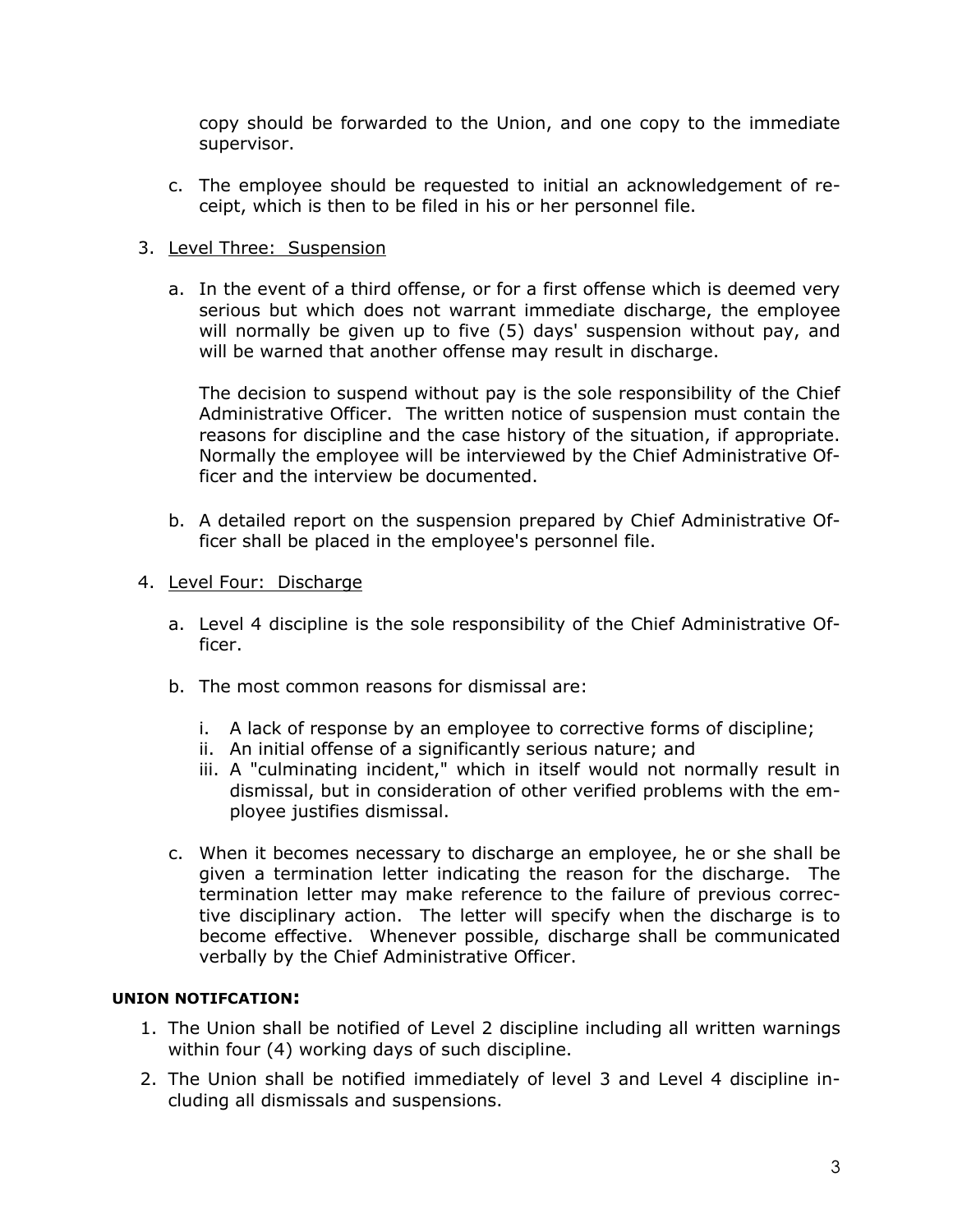copy should be forwarded to the Union, and one copy to the immediate supervisor.

c. The employee should be requested to initial an acknowledgement of receipt, which is then to be filed in his or her personnel file.

3. Level Three: Suspension

    a. In the event of a third offense, or for a first offense which is deemed very serious but which does not warrant immediate discharge, the employee will normally be given up to five (5) days' suspension without pay, and will be warned that another offense may result in discharge.

       The decision to suspend without pay is the sole responsibility of the Chief Administrative Officer. The written notice of suspension must contain the reasons for discipline and the case history of the situation, if appropriate. Normally the employee will be interviewed by the Chief Administrative Officer and the interview be documented.

    b. A detailed report on the suspension prepared by Chief Administrative Officer shall be placed in the employee's personnel file.

4. Level Four: Discharge

    a. Level 4 discipline is the sole responsibility of the Chief Administrative Officer.

    b. The most common reasons for dismissal are:

        i. A lack of response by an employee to corrective forms of discipline;
        ii. An initial offense of a significantly serious nature; and
        iii. A "culminating incident," which in itself would not normally result in dismissal, but in consideration of other verified problems with the employee justifies dismissal.

    c. When it becomes necessary to discharge an employee, he or she shall be given a termination letter indicating the reason for the discharge. The termination letter may make reference to the failure of previous corrective disciplinary action. The letter will specify when the discharge is to become effective. Whenever possible, discharge shall be communicated verbally by the Chief Administrative Officer.

**UNION NOTIFCATION:**

1. The Union shall be notified of Level 2 discipline including all written warnings within four (4) working days of such discipline.
2. The Union shall be notified immediately of level 3 and Level 4 discipline including all dismissals and suspensions.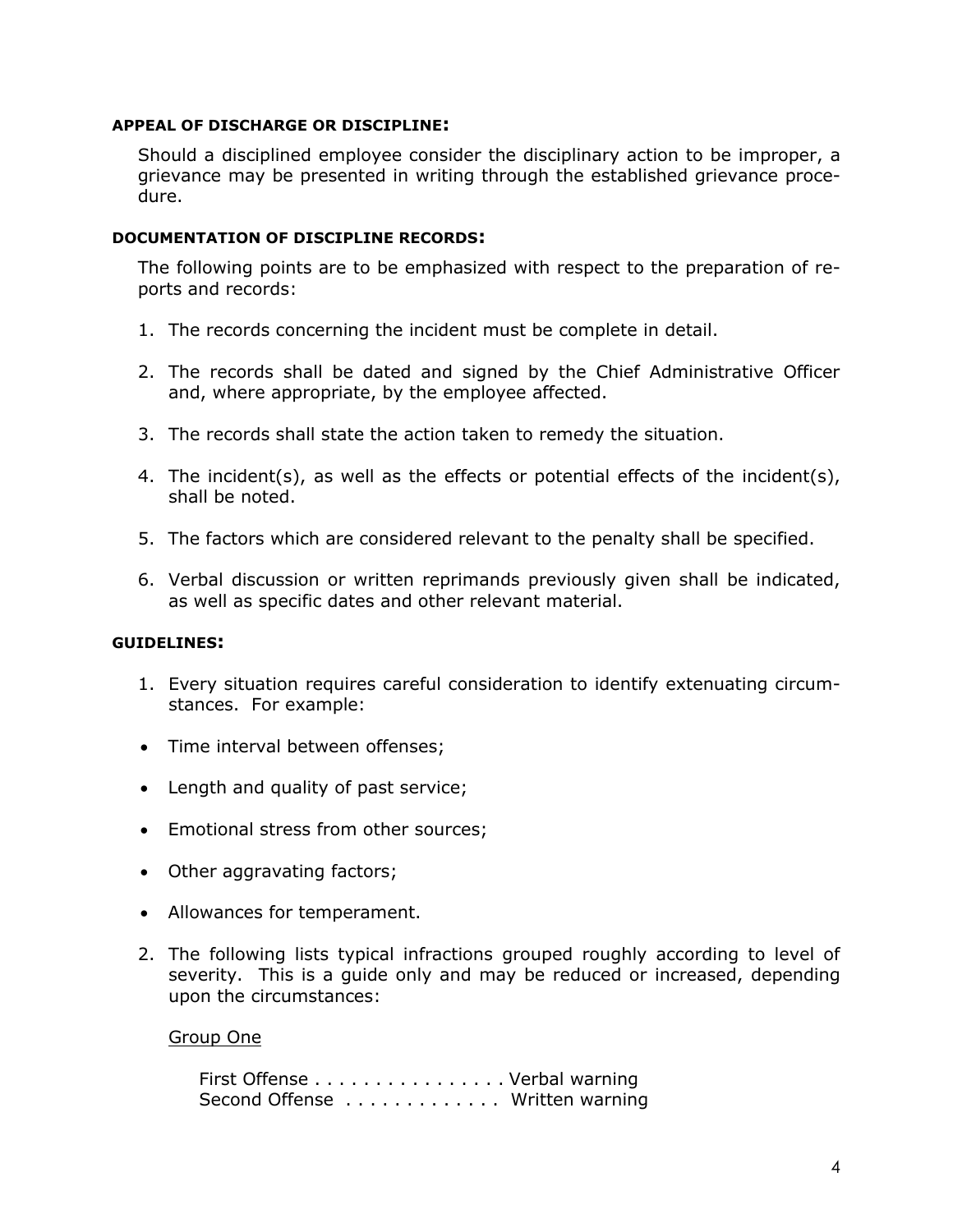**APPEAL OF DISCHARGE OR DISCIPLINE:**

Should a disciplined employee consider the disciplinary action to be improper, a grievance may be presented in writing through the established grievance procedure.

**DOCUMENTATION OF DISCIPLINE RECORDS:**

The following points are to be emphasized with respect to the preparation of reports and records:

1. The records concerning the incident must be complete in detail.
2. The records shall be dated and signed by the Chief Administrative Officer and, where appropriate, by the employee affected.
3. The records shall state the action taken to remedy the situation.
4. The incident(s), as well as the effects or potential effects of the incident(s), shall be noted.
5. The factors which are considered relevant to the penalty shall be specified.
6. Verbal discussion or written reprimands previously given shall be indicated, as well as specific dates and other relevant material.

**GUIDELINES:**

1. Every situation requires careful consideration to identify extenuating circumstances. For example:

- Time interval between offenses;
- Length and quality of past service;
- Emotional stress from other sources;
- Other aggravating factors;
- Allowances for temperament.

2. The following lists typical infractions grouped roughly according to level of severity. This is a guide only and may be reduced or increased, depending upon the circumstances:

   Group One

   First Offense . . . . . . . . . . . . . . . . Verbal warning
   Second Offense . . . . . . . . . . . . . Written warning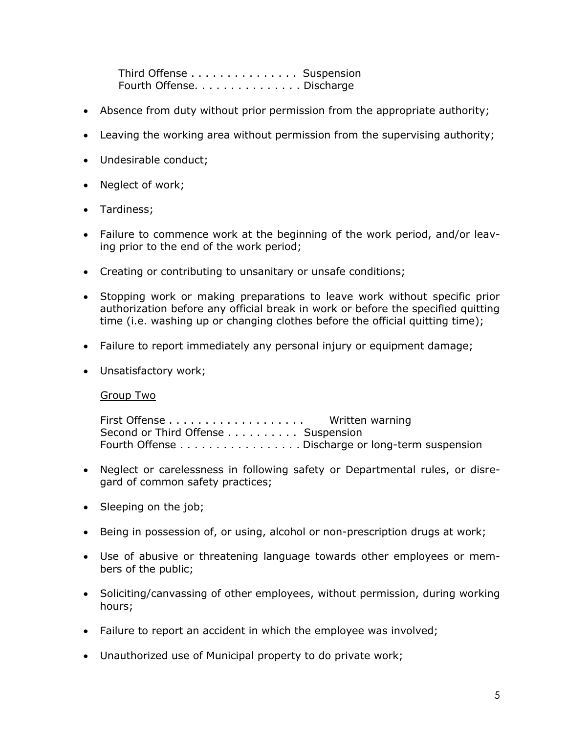Third Offense . . . . . . . . . . . . . . . Suspension
Fourth Offense. . . . . . . . . . . . . . . Discharge

- Absence from duty without prior permission from the appropriate authority;
- Leaving the working area without permission from the supervising authority;
- Undesirable conduct;
- Neglect of work;
- Tardiness;
- Failure to commence work at the beginning of the work period, and/or leaving prior to the end of the work period;
- Creating or contributing to unsanitary or unsafe conditions;
- Stopping work or making preparations to leave work without specific prior authorization before any official break in work or before the specified quitting time (i.e. washing up or changing clothes before the official quitting time);
- Failure to report immediately any personal injury or equipment damage;
- Unsatisfactory work;

<u>Group Two</u>

First Offense . . . . . . . . . . . . . . . . . . Written warning
Second or Third Offense . . . . . . . . . . Suspension
Fourth Offense . . . . . . . . . . . . . . . . Discharge or long-term suspension

- Neglect or carelessness in following safety or Departmental rules, or disregard of common safety practices;
- Sleeping on the job;
- Being in possession of, or using, alcohol or non-prescription drugs at work;
- Use of abusive or threatening language towards other employees or members of the public;
- Soliciting/canvassing of other employees, without permission, during working hours;
- Failure to report an accident in which the employee was involved;
- Unauthorized use of Municipal property to do private work;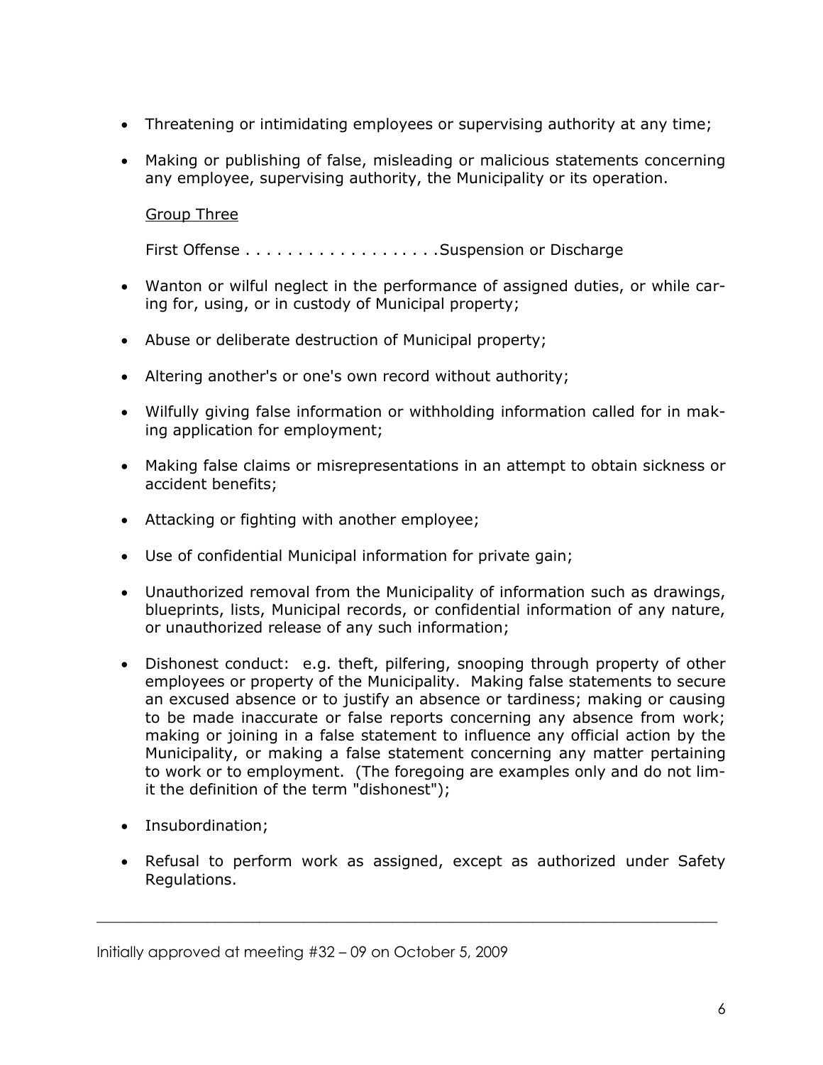- Threatening or intimidating employees or supervising authority at any time;
- Making or publishing of false, misleading or malicious statements concerning any employee, supervising authority, the Municipality or its operation.

<u>Group Three</u>

First Offense . . . . . . . . . . . . . . . . . . .Suspension or Discharge

- Wanton or wilful neglect in the performance of assigned duties, or while caring for, using, or in custody of Municipal property;
- Abuse or deliberate destruction of Municipal property;
- Altering another's or one's own record without authority;
- Wilfully giving false information or withholding information called for in making application for employment;
- Making false claims or misrepresentations in an attempt to obtain sickness or accident benefits;
- Attacking or fighting with another employee;
- Use of confidential Municipal information for private gain;
- Unauthorized removal from the Municipality of information such as drawings, blueprints, lists, Municipal records, or confidential information of any nature, or unauthorized release of any such information;
- Dishonest conduct: e.g. theft, pilfering, snooping through property of other employees or property of the Municipality. Making false statements to secure an excused absence or to justify an absence or tardiness; making or causing to be made inaccurate or false reports concerning any absence from work; making or joining in a false statement to influence any official action by the Municipality, or making a false statement concerning any matter pertaining to work or to employment. (The foregoing are examples only and do not limit the definition of the term "dishonest");
- Insubordination;
- Refusal to perform work as assigned, except as authorized under Safety Regulations.

Initially approved at meeting #32 – 09 on October 5, 2009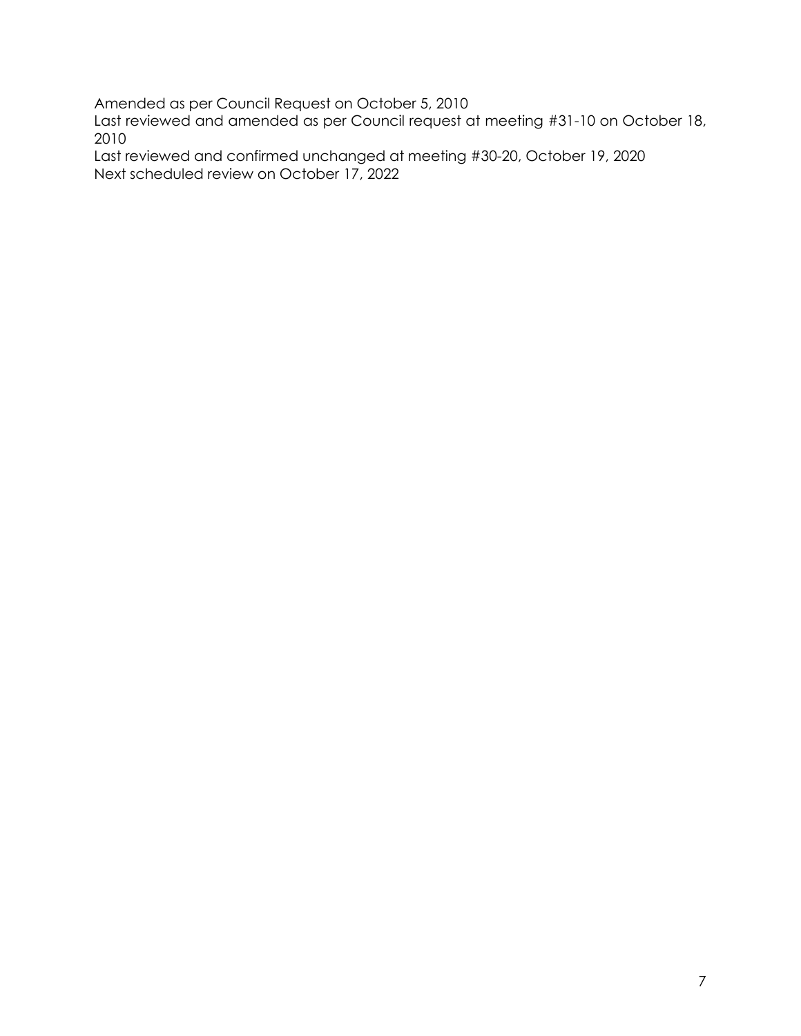Amended as per Council Request on October 5, 2010
Last reviewed and amended as per Council request at meeting #31-10 on October 18, 2010
Last reviewed and confirmed unchanged at meeting #30-20, October 19, 2020
Next scheduled review on October 17, 2022